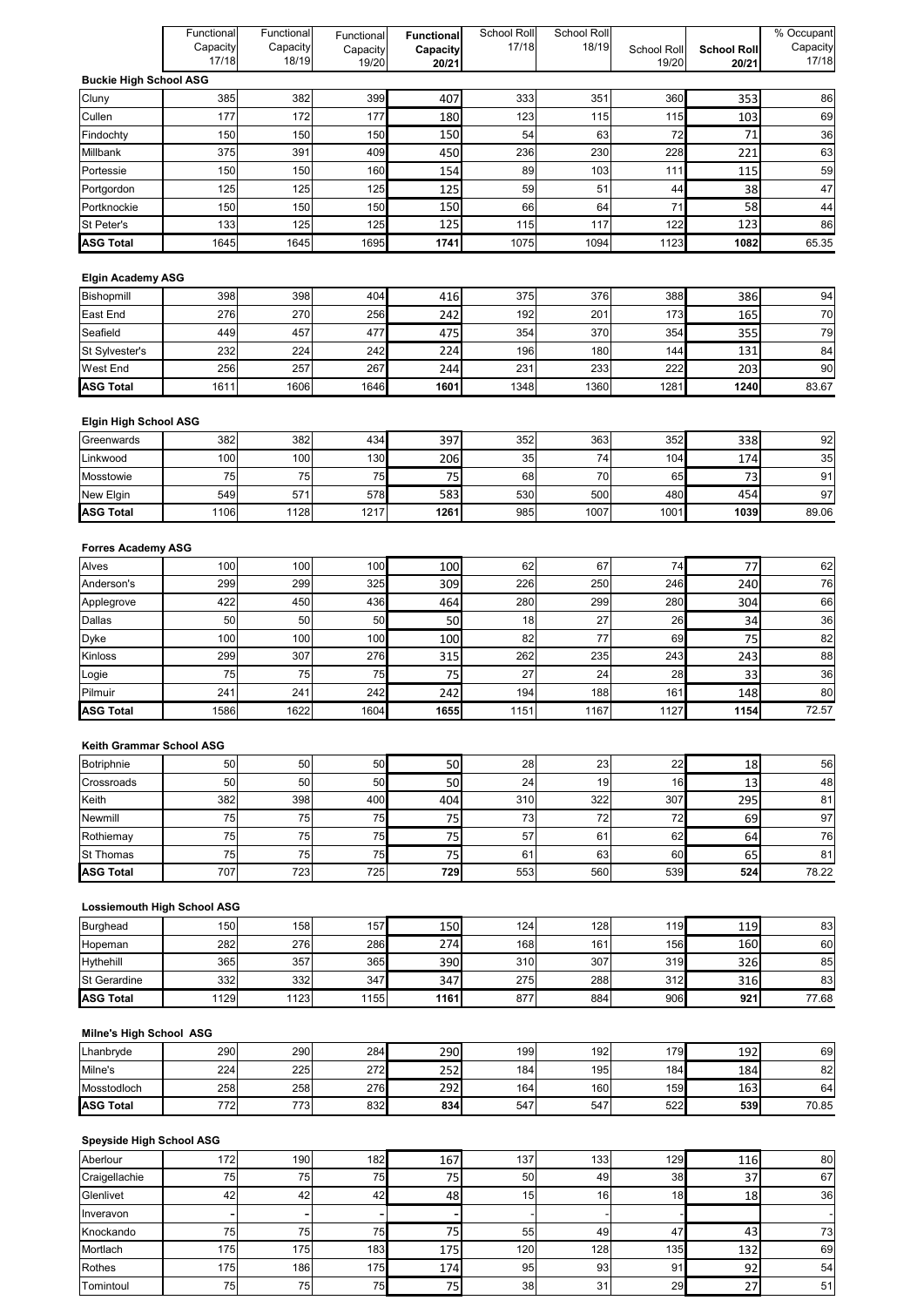| | Functional Capacity 17/18 | Functional Capacity 18/19 | Functional Capacity 19/20 | **Functional Capacity 20/21** | School Roll 17/18 | School Roll 18/19 | School Roll 19/20 | **School Roll 20/21** | % Occupant Capacity 17/18 |
|---|---|---|---|---|---|---|---|---|---|
| **Buckie High School ASG** | | | | | | | | | |
| Cluny | 385 | 382 | 399 | 407 | 333 | 351 | 360 | 353 | 86 |
| Cullen | 177 | 172 | 177 | 180 | 123 | 115 | 115 | 103 | 69 |
| Findochty | 150 | 150 | 150 | 150 | 54 | 63 | 72 | 71 | 36 |
| Millbank | 375 | 391 | 409 | 450 | 236 | 230 | 228 | 221 | 63 |
| Portessie | 150 | 150 | 160 | 154 | 89 | 103 | 111 | 115 | 59 |
| Portgordon | 125 | 125 | 125 | 125 | 59 | 51 | 44 | 38 | 47 |
| Portknockie | 150 | 150 | 150 | 150 | 66 | 64 | 71 | 58 | 44 |
| St Peter's | 133 | 125 | 125 | 125 | 115 | 117 | 122 | 123 | 86 |
| **ASG Total** | 1645 | 1645 | 1695 | **1741** | 1075 | 1094 | 1123 | **1082** | 65.35 |
| **Elgin Academy ASG** | | | | | | | | | |
| Bishopmill | 398 | 398 | 404 | 416 | 375 | 376 | 388 | 386 | 94 |
| East End | 276 | 270 | 256 | 242 | 192 | 201 | 173 | 165 | 70 |
| Seafield | 449 | 457 | 477 | 475 | 354 | 370 | 354 | 355 | 79 |
| St Sylvester's | 232 | 224 | 242 | 224 | 196 | 180 | 144 | 131 | 84 |
| West End | 256 | 257 | 267 | 244 | 231 | 233 | 222 | 203 | 90 |
| **ASG Total** | 1611 | 1606 | 1646 | **1601** | 1348 | 1360 | 1281 | **1240** | 83.67 |
| **Elgin High School ASG** | | | | | | | | | |
| Greenwards | 382 | 382 | 434 | 397 | 352 | 363 | 352 | 338 | 92 |
| Linkwood | 100 | 100 | 130 | 206 | 35 | 74 | 104 | 174 | 35 |
| Mosstowie | 75 | 75 | 75 | 75 | 68 | 70 | 65 | 73 | 91 |
| New Elgin | 549 | 571 | 578 | 583 | 530 | 500 | 480 | 454 | 97 |
| **ASG Total** | 1106 | 1128 | 1217 | **1261** | 985 | 1007 | 1001 | **1039** | 89.06 |
| **Forres Academy ASG** | | | | | | | | | |
| Alves | 100 | 100 | 100 | 100 | 62 | 67 | 74 | 77 | 62 |
| Anderson's | 299 | 299 | 325 | 309 | 226 | 250 | 246 | 240 | 76 |
| Applegrove | 422 | 450 | 436 | 464 | 280 | 299 | 280 | 304 | 66 |
| Dallas | 50 | 50 | 50 | 50 | 18 | 27 | 26 | 34 | 36 |
| Dyke | 100 | 100 | 100 | 100 | 82 | 77 | 69 | 75 | 82 |
| Kinloss | 299 | 307 | 276 | 315 | 262 | 235 | 243 | 243 | 88 |
| Logie | 75 | 75 | 75 | 75 | 27 | 24 | 28 | 33 | 36 |
| Pilmuir | 241 | 241 | 242 | 242 | 194 | 188 | 161 | 148 | 80 |
| **ASG Total** | 1586 | 1622 | 1604 | **1655** | 1151 | 1167 | 1127 | **1154** | 72.57 |
| **Keith Grammar School ASG** | | | | | | | | | |
| Botriphnie | 50 | 50 | 50 | 50 | 28 | 23 | 22 | 18 | 56 |
| Crossroads | 50 | 50 | 50 | 50 | 24 | 19 | 16 | 13 | 48 |
| Keith | 382 | 398 | 400 | 404 | 310 | 322 | 307 | 295 | 81 |
| Newmill | 75 | 75 | 75 | 75 | 73 | 72 | 72 | 69 | 97 |
| Rothiemay | 75 | 75 | 75 | 75 | 57 | 61 | 62 | 64 | 76 |
| St Thomas | 75 | 75 | 75 | 75 | 61 | 63 | 60 | 65 | 81 |
| **ASG Total** | 707 | 723 | 725 | **729** | 553 | 560 | 539 | **524** | 78.22 |
| **Lossiemouth High School ASG** | | | | | | | | | |
| Burghead | 150 | 158 | 157 | 150 | 124 | 128 | 119 | 119 | 83 |
| Hopeman | 282 | 276 | 286 | 274 | 168 | 161 | 156 | 160 | 60 |
| Hythehill | 365 | 357 | 365 | 390 | 310 | 307 | 319 | 326 | 85 |
| St Gerardine | 332 | 332 | 347 | 347 | 275 | 288 | 312 | 316 | 83 |
| **ASG Total** | 1129 | 1123 | 1155 | **1161** | 877 | 884 | 906 | **921** | 77.68 |
| **Milne's High School ASG** | | | | | | | | | |
| Lhanbryde | 290 | 290 | 284 | 290 | 199 | 192 | 179 | 192 | 69 |
| Milne's | 224 | 225 | 272 | 252 | 184 | 195 | 184 | 184 | 82 |
| Mosstodloch | 258 | 258 | 276 | 292 | 164 | 160 | 159 | 163 | 64 |
| **ASG Total** | 772 | 773 | 832 | **834** | 547 | 547 | 522 | **539** | 70.85 |
| **Speyside High School ASG** | | | | | | | | | |
| Aberlour | 172 | 190 | 182 | 167 | 137 | 133 | 129 | 116 | 80 |
| Craigellachie | 75 | 75 | 75 | 75 | 50 | 49 | 38 | 37 | 67 |
| Glenlivet | 42 | 42 | 42 | 48 | 15 | 16 | 18 | 18 | 36 |
| Inveravon | - | - | - | - | - | - | - | | - |
| Knockando | 75 | 75 | 75 | 75 | 55 | 49 | 47 | 43 | 73 |
| Mortlach | 175 | 175 | 183 | 175 | 120 | 128 | 135 | 132 | 69 |
| Rothes | 175 | 186 | 175 | 174 | 95 | 93 | 91 | 92 | 54 |
| Tomintoul | 75 | 75 | 75 | 75 | 38 | 31 | 29 | 27 | 51 |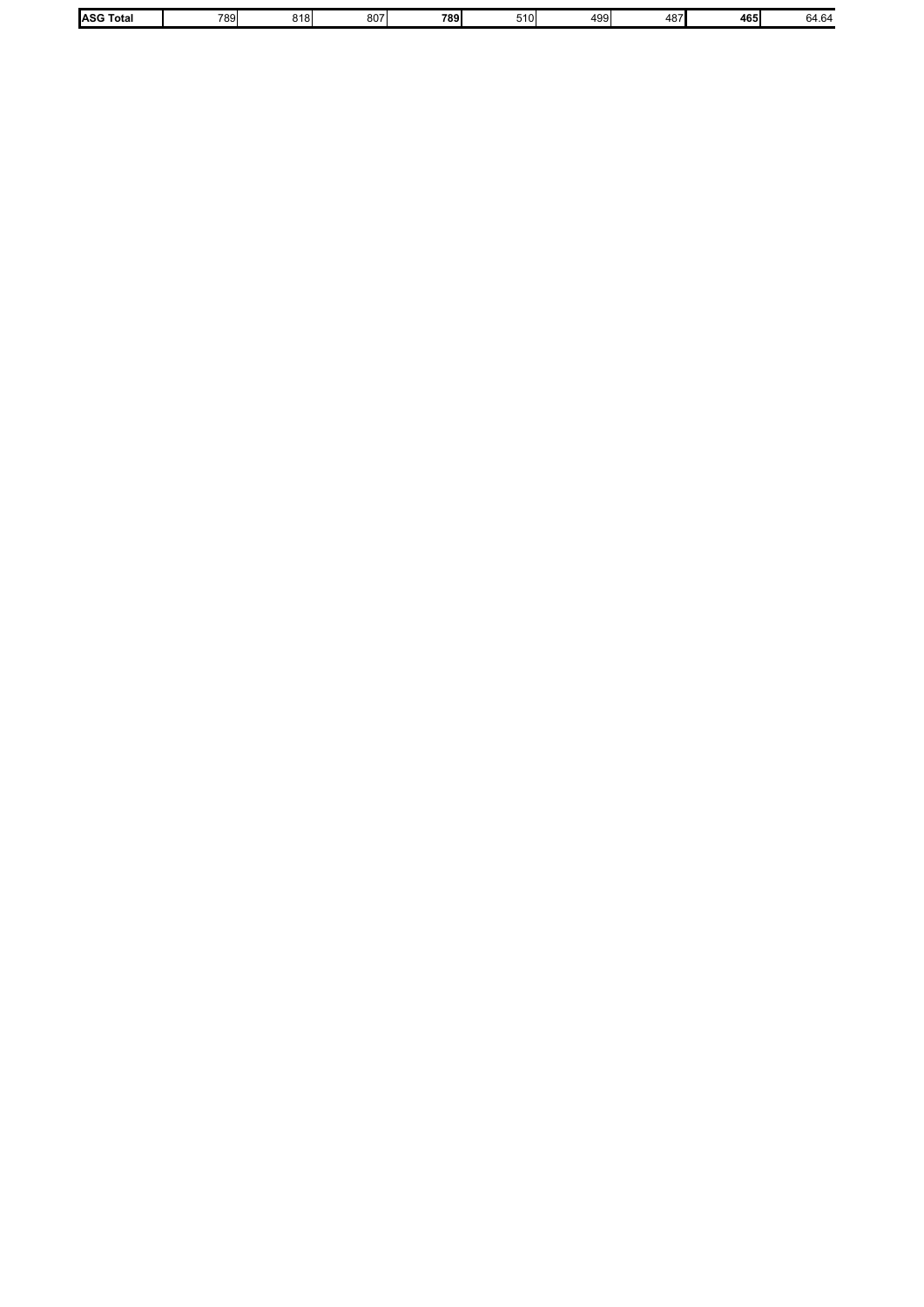| **ASG Total** | 789 | 818 | 807 | **789** | 510 | 499 | 487 | **465** | 64.64 |
|---|---|---|---|---|---|---|---|---|---|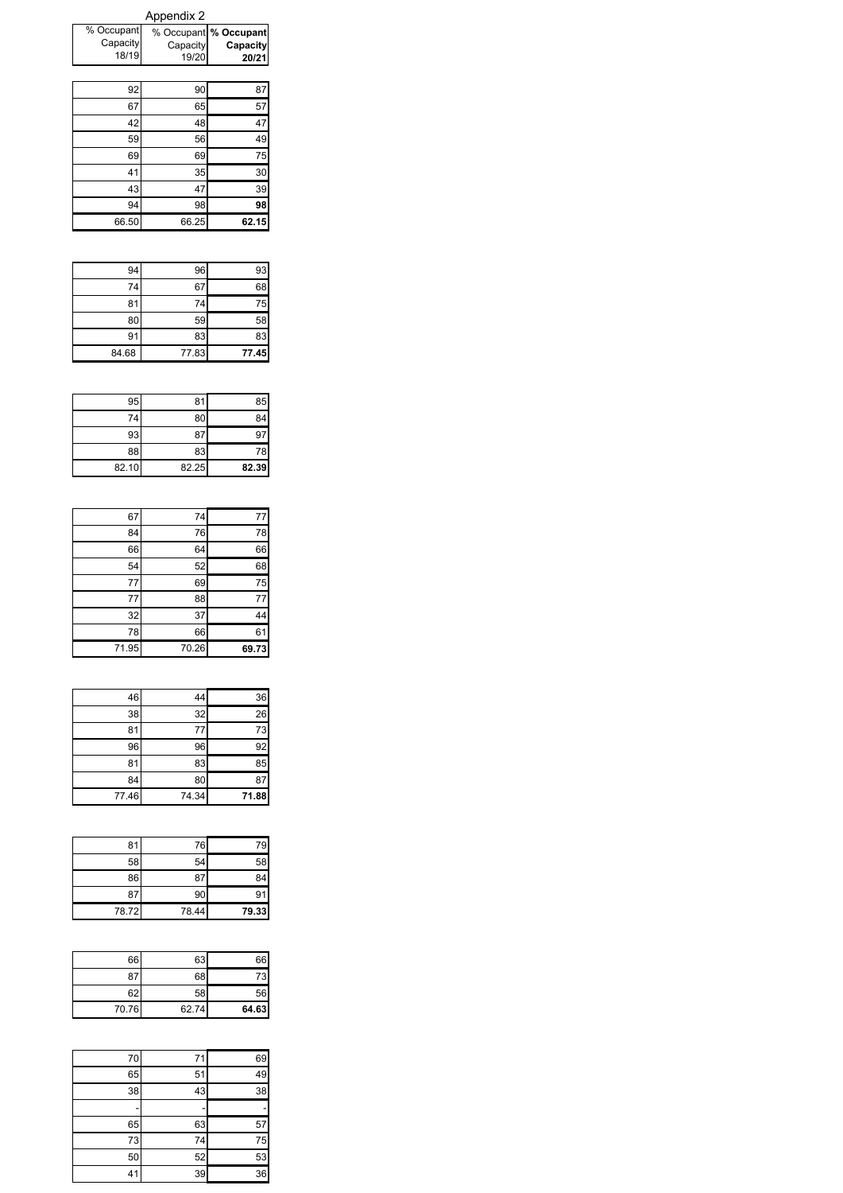Appendix 2

| % Occupant Capacity 18/19 | % Occupant Capacity 19/20 | **% Occupant Capacity 20/21** |
|---|---|---|
| 92 | 90 | 87 |
| 67 | 65 | 57 |
| 42 | 48 | 47 |
| 59 | 56 | 49 |
| 69 | 69 | 75 |
| 41 | 35 | 30 |
| 43 | 47 | 39 |
| 94 | 98 | **98** |
| 66.50 | 66.25 | **62.15** |

| | | |
|---|---|---|
| 94 | 96 | 93 |
| 74 | 67 | 68 |
| 81 | 74 | 75 |
| 80 | 59 | 58 |
| 91 | 83 | 83 |
| 84.68 | 77.83 | **77.45** |

| | | |
|---|---|---|
| 95 | 81 | 85 |
| 74 | 80 | 84 |
| 93 | 87 | 97 |
| 88 | 83 | 78 |
| 82.10 | 82.25 | **82.39** |

| | | |
|---|---|---|
| 67 | 74 | 77 |
| 84 | 76 | 78 |
| 66 | 64 | 66 |
| 54 | 52 | 68 |
| 77 | 69 | 75 |
| 77 | 88 | 77 |
| 32 | 37 | 44 |
| 78 | 66 | 61 |
| 71.95 | 70.26 | **69.73** |

| | | |
|---|---|---|
| 46 | 44 | 36 |
| 38 | 32 | 26 |
| 81 | 77 | 73 |
| 96 | 96 | 92 |
| 81 | 83 | 85 |
| 84 | 80 | 87 |
| 77.46 | 74.34 | **71.88** |

| | | |
|---|---|---|
| 81 | 76 | 79 |
| 58 | 54 | 58 |
| 86 | 87 | 84 |
| 87 | 90 | 91 |
| 78.72 | 78.44 | **79.33** |

| | | |
|---|---|---|
| 66 | 63 | 66 |
| 87 | 68 | 73 |
| 62 | 58 | 56 |
| 70.76 | 62.74 | **64.63** |

| | | |
|---|---|---|
| 70 | 71 | 69 |
| 65 | 51 | 49 |
| 38 | 43 | 38 |
| - | - | - |
| 65 | 63 | 57 |
| 73 | 74 | 75 |
| 50 | 52 | 53 |
| 41 | 39 | 36 |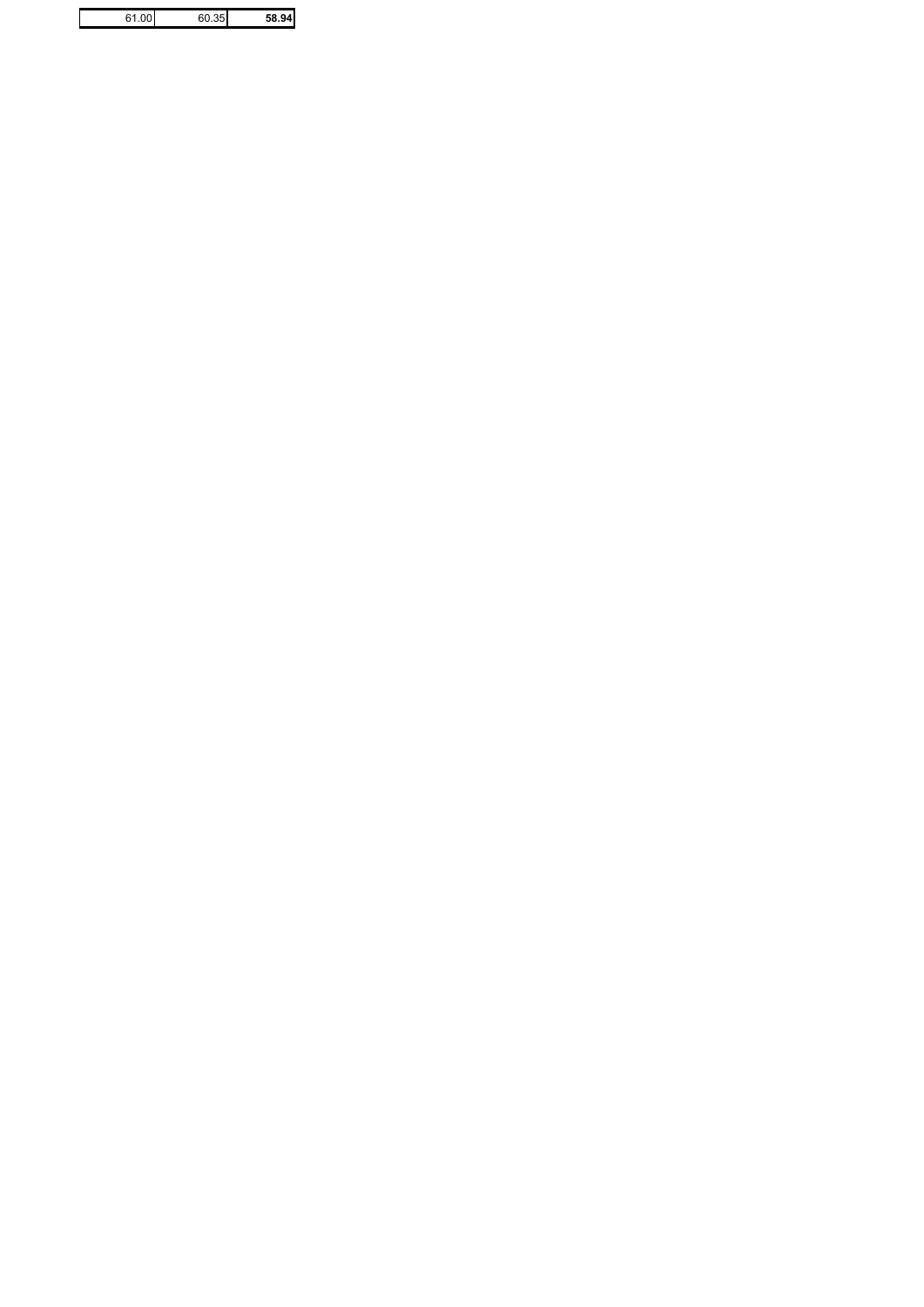| | | |
|---|---|---|
| 61.00 | 60.35 | **58.94** |